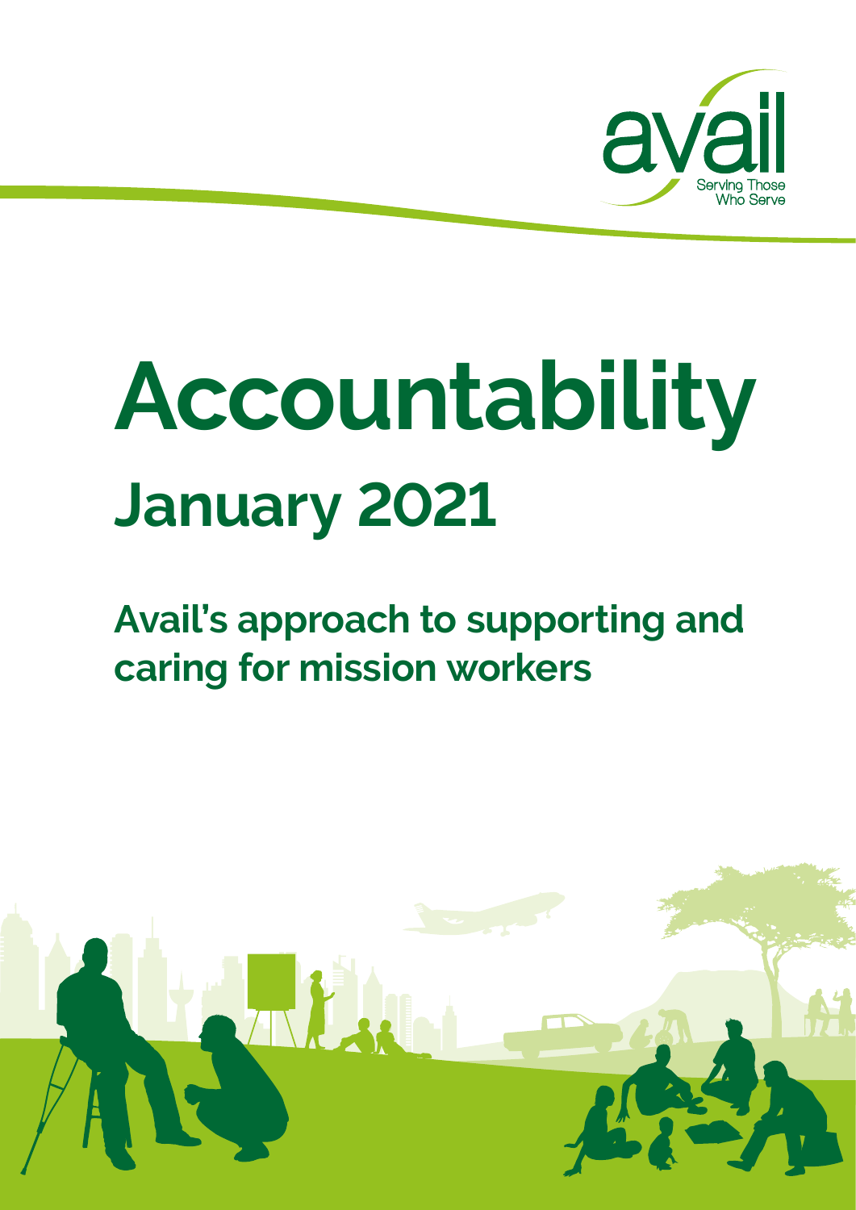avail

Serving Those Who Serve

# Accountability

## January 2021

### Avail's approach to supporting and caring for mission workers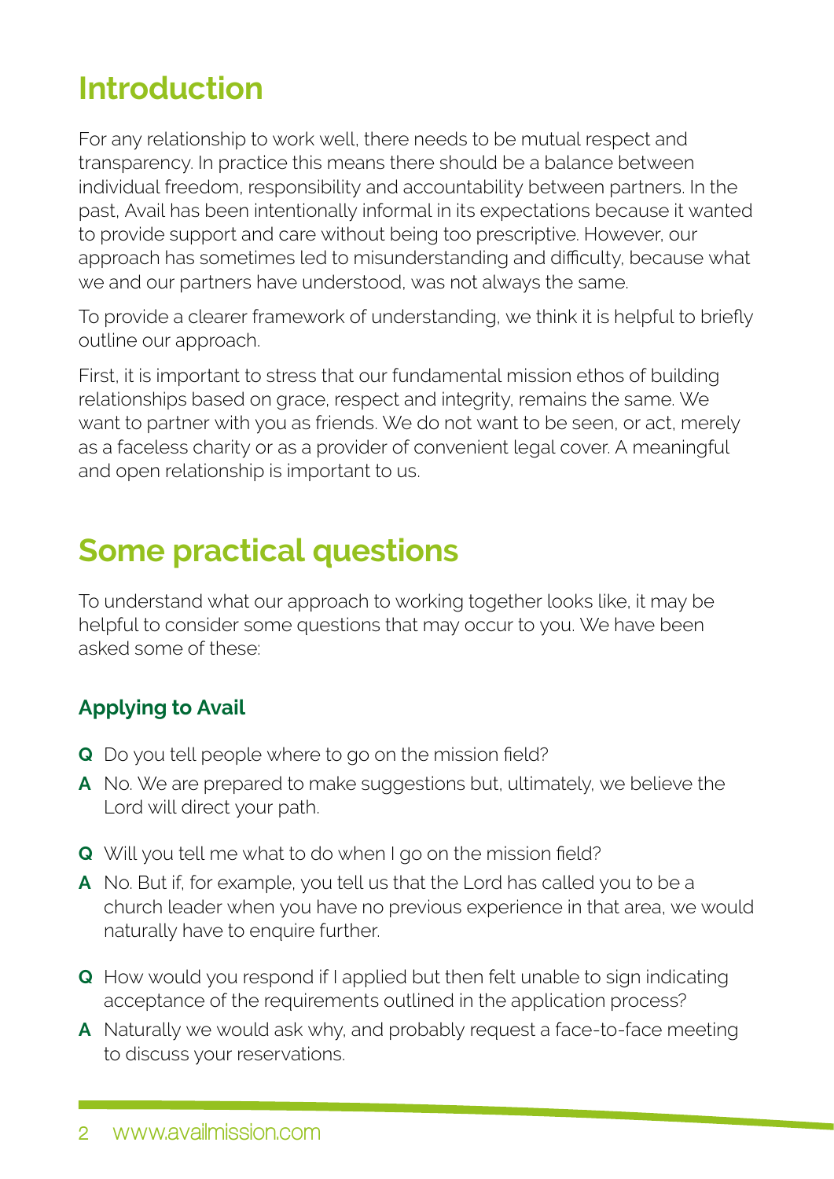## Introduction

For any relationship to work well, there needs to be mutual respect and transparency. In practice this means there should be a balance between individual freedom, responsibility and accountability between partners. In the past, Avail has been intentionally informal in its expectations because it wanted to provide support and care without being too prescriptive. However, our approach has sometimes led to misunderstanding and difficulty, because what we and our partners have understood, was not always the same.

To provide a clearer framework of understanding, we think it is helpful to briefly outline our approach.

First, it is important to stress that our fundamental mission ethos of building relationships based on grace, respect and integrity, remains the same. We want to partner with you as friends. We do not want to be seen, or act, merely as a faceless charity or as a provider of convenient legal cover. A meaningful and open relationship is important to us.

## Some practical questions

To understand what our approach to working together looks like, it may be helpful to consider some questions that may occur to you. We have been asked some of these:

### Applying to Avail

**Q** Do you tell people where to go on the mission field?

**A** No. We are prepared to make suggestions but, ultimately, we believe the Lord will direct your path.

**Q** Will you tell me what to do when I go on the mission field?

**A** No. But if, for example, you tell us that the Lord has called you to be a church leader when you have no previous experience in that area, we would naturally have to enquire further.

**Q** How would you respond if I applied but then felt unable to sign indicating acceptance of the requirements outlined in the application process?

**A** Naturally we would ask why, and probably request a face-to-face meeting to discuss your reservations.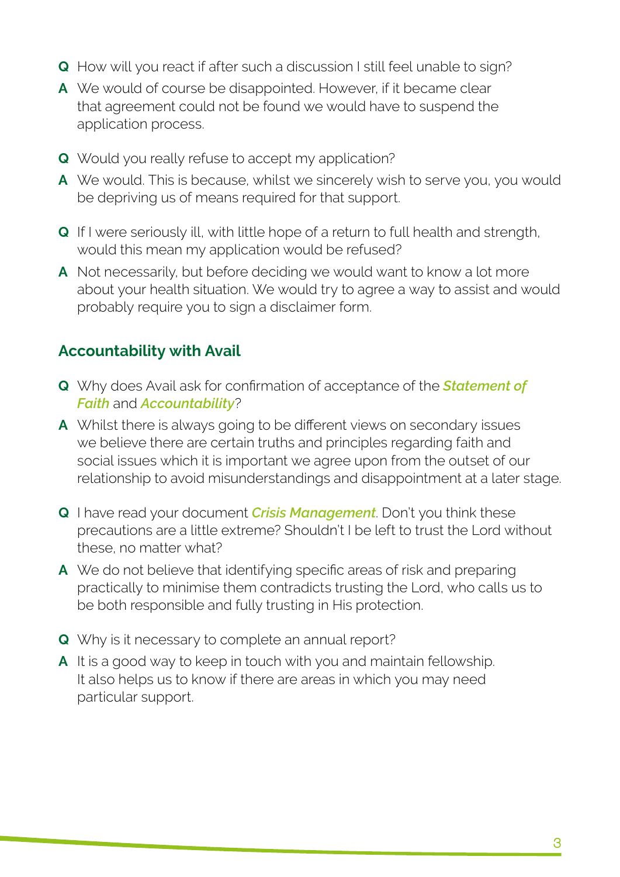**Q** How will you react if after such a discussion I still feel unable to sign?

**A** We would of course be disappointed. However, if it became clear that agreement could not be found we would have to suspend the application process.

**Q** Would you really refuse to accept my application?

**A** We would. This is because, whilst we sincerely wish to serve you, you would be depriving us of means required for that support.

**Q** If I were seriously ill, with little hope of a return to full health and strength, would this mean my application would be refused?

**A** Not necessarily, but before deciding we would want to know a lot more about your health situation. We would try to agree a way to assist and would probably require you to sign a disclaimer form.

## Accountability with Avail

**Q** Why does Avail ask for confirmation of acceptance of the ***Statement of Faith*** and ***Accountability***?

**A** Whilst there is always going to be different views on secondary issues we believe there are certain truths and principles regarding faith and social issues which it is important we agree upon from the outset of our relationship to avoid misunderstandings and disappointment at a later stage.

**Q** I have read your document ***Crisis Management***. Don't you think these precautions are a little extreme? Shouldn't I be left to trust the Lord without these, no matter what?

**A** We do not believe that identifying specific areas of risk and preparing practically to minimise them contradicts trusting the Lord, who calls us to be both responsible and fully trusting in His protection.

**Q** Why is it necessary to complete an annual report?

**A** It is a good way to keep in touch with you and maintain fellowship. It also helps us to know if there are areas in which you may need particular support.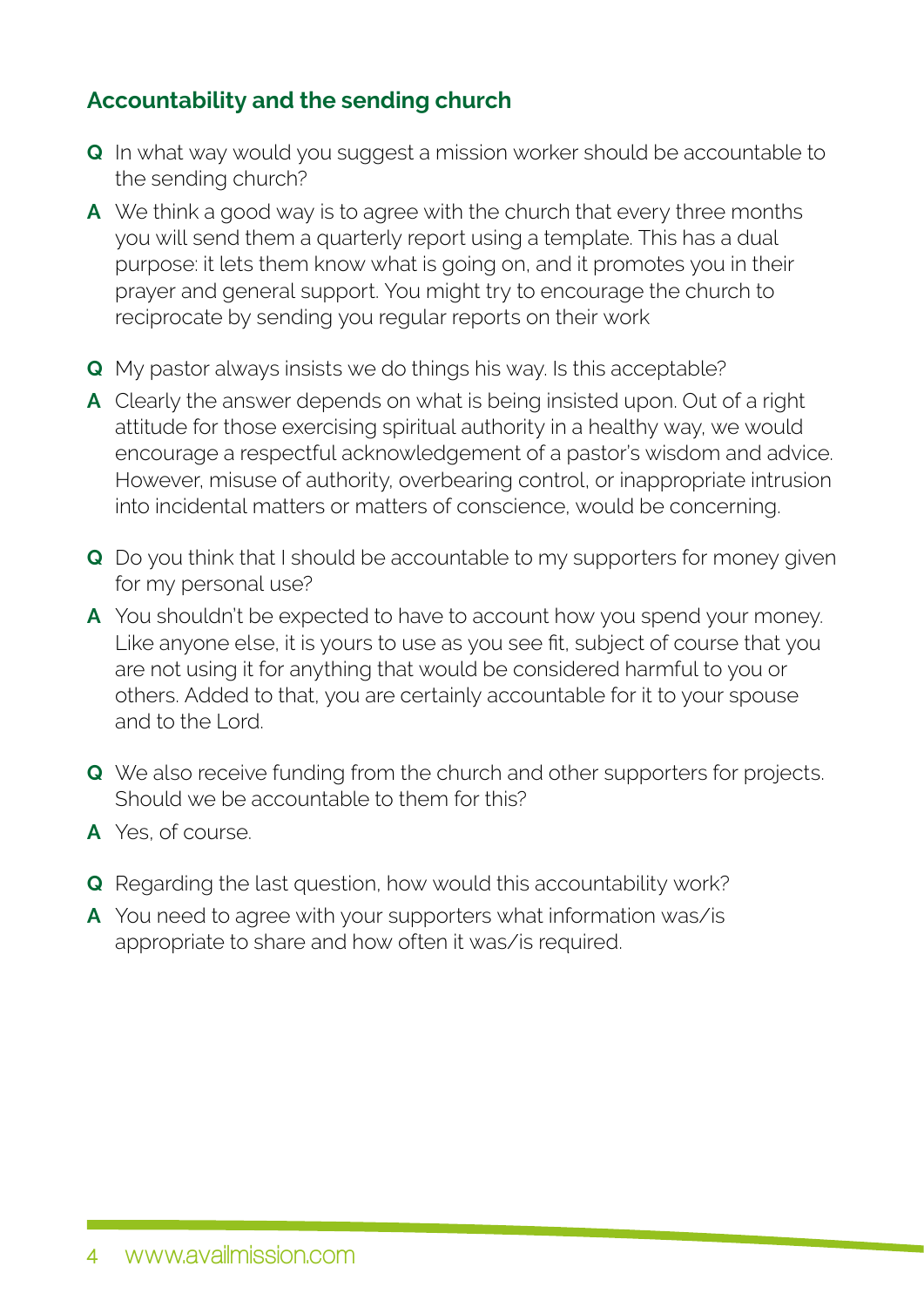## Accountability and the sending church

**Q** In what way would you suggest a mission worker should be accountable to the sending church?

**A** We think a good way is to agree with the church that every three months you will send them a quarterly report using a template. This has a dual purpose: it lets them know what is going on, and it promotes you in their prayer and general support. You might try to encourage the church to reciprocate by sending you regular reports on their work

**Q** My pastor always insists we do things his way. Is this acceptable?

**A** Clearly the answer depends on what is being insisted upon. Out of a right attitude for those exercising spiritual authority in a healthy way, we would encourage a respectful acknowledgement of a pastor's wisdom and advice. However, misuse of authority, overbearing control, or inappropriate intrusion into incidental matters or matters of conscience, would be concerning.

**Q** Do you think that I should be accountable to my supporters for money given for my personal use?

**A** You shouldn't be expected to have to account how you spend your money. Like anyone else, it is yours to use as you see fit, subject of course that you are not using it for anything that would be considered harmful to you or others. Added to that, you are certainly accountable for it to your spouse and to the Lord.

**Q** We also receive funding from the church and other supporters for projects. Should we be accountable to them for this?

**A** Yes, of course.

**Q** Regarding the last question, how would this accountability work?

**A** You need to agree with your supporters what information was/is appropriate to share and how often it was/is required.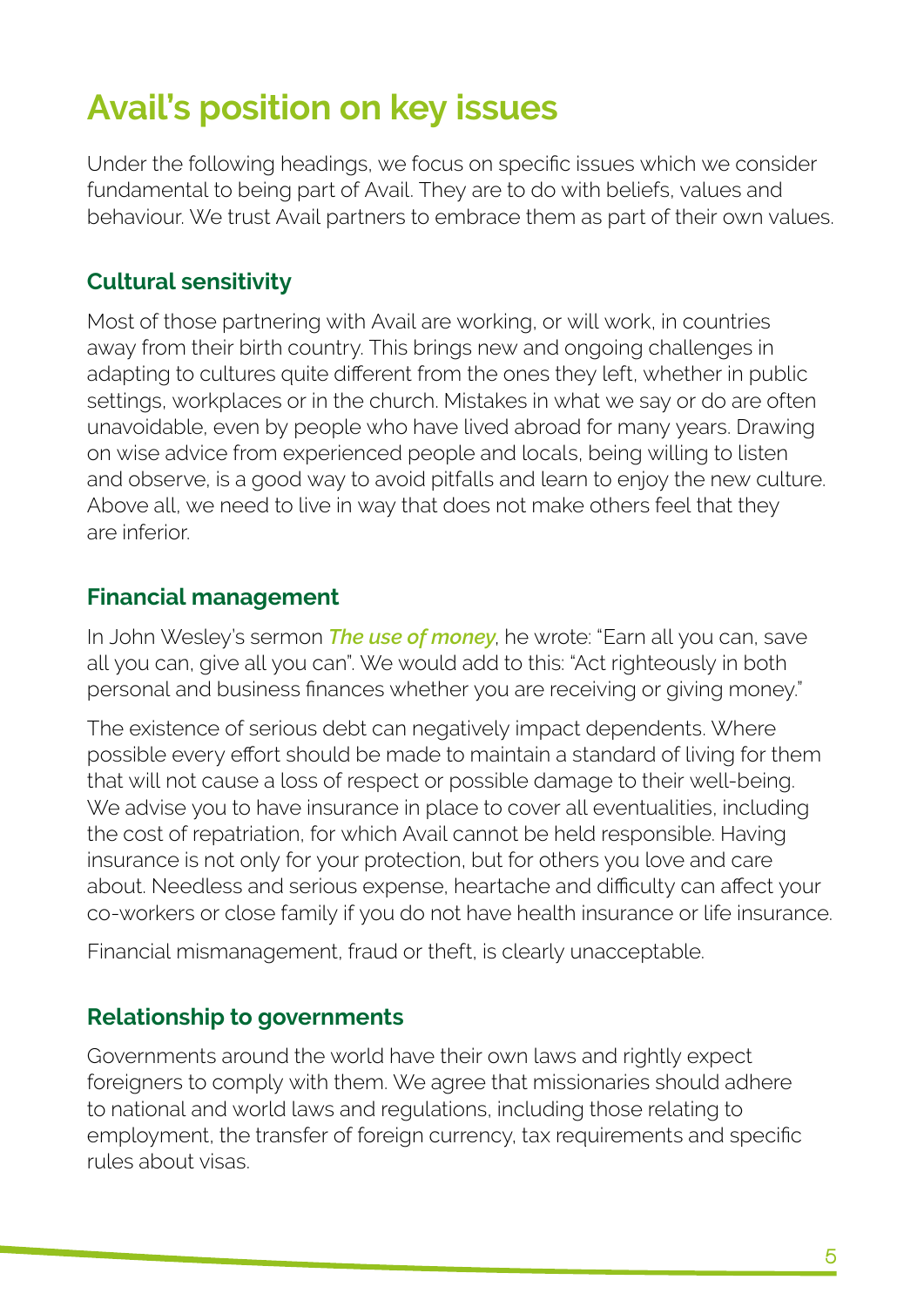# Avail's position on key issues

Under the following headings, we focus on specific issues which we consider fundamental to being part of Avail. They are to do with beliefs, values and behaviour. We trust Avail partners to embrace them as part of their own values.

## Cultural sensitivity

Most of those partnering with Avail are working, or will work, in countries away from their birth country. This brings new and ongoing challenges in adapting to cultures quite different from the ones they left, whether in public settings, workplaces or in the church. Mistakes in what we say or do are often unavoidable, even by people who have lived abroad for many years. Drawing on wise advice from experienced people and locals, being willing to listen and observe, is a good way to avoid pitfalls and learn to enjoy the new culture. Above all, we need to live in way that does not make others feel that they are inferior.

## Financial management

In John Wesley's sermon ***The use of money***, he wrote: "Earn all you can, save all you can, give all you can". We would add to this: "Act righteously in both personal and business finances whether you are receiving or giving money."

The existence of serious debt can negatively impact dependents. Where possible every effort should be made to maintain a standard of living for them that will not cause a loss of respect or possible damage to their well-being. We advise you to have insurance in place to cover all eventualities, including the cost of repatriation, for which Avail cannot be held responsible. Having insurance is not only for your protection, but for others you love and care about. Needless and serious expense, heartache and difficulty can affect your co-workers or close family if you do not have health insurance or life insurance.

Financial mismanagement, fraud or theft, is clearly unacceptable.

## Relationship to governments

Governments around the world have their own laws and rightly expect foreigners to comply with them. We agree that missionaries should adhere to national and world laws and regulations, including those relating to employment, the transfer of foreign currency, tax requirements and specific rules about visas.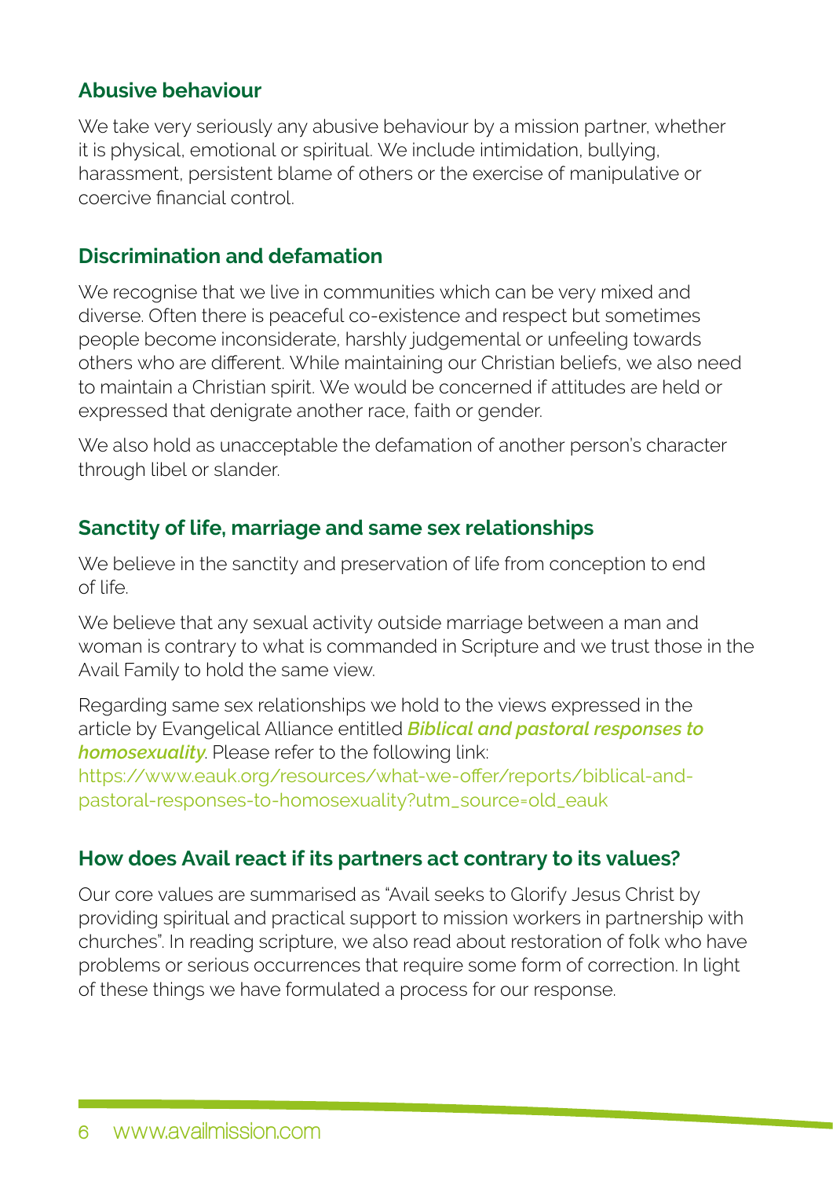## Abusive behaviour

We take very seriously any abusive behaviour by a mission partner, whether it is physical, emotional or spiritual. We include intimidation, bullying, harassment, persistent blame of others or the exercise of manipulative or coercive financial control.

## Discrimination and defamation

We recognise that we live in communities which can be very mixed and diverse. Often there is peaceful co-existence and respect but sometimes people become inconsiderate, harshly judgemental or unfeeling towards others who are different. While maintaining our Christian beliefs, we also need to maintain a Christian spirit. We would be concerned if attitudes are held or expressed that denigrate another race, faith or gender.

We also hold as unacceptable the defamation of another person's character through libel or slander.

## Sanctity of life, marriage and same sex relationships

We believe in the sanctity and preservation of life from conception to end of life.

We believe that any sexual activity outside marriage between a man and woman is contrary to what is commanded in Scripture and we trust those in the Avail Family to hold the same view.

Regarding same sex relationships we hold to the views expressed in the article by Evangelical Alliance entitled ***Biblical and pastoral responses to homosexuality***. Please refer to the following link: https://www.eauk.org/resources/what-we-offer/reports/biblical-and-pastoral-responses-to-homosexuality?utm_source=old_eauk

## How does Avail react if its partners act contrary to its values?

Our core values are summarised as "Avail seeks to Glorify Jesus Christ by providing spiritual and practical support to mission workers in partnership with churches". In reading scripture, we also read about restoration of folk who have problems or serious occurrences that require some form of correction. In light of these things we have formulated a process for our response.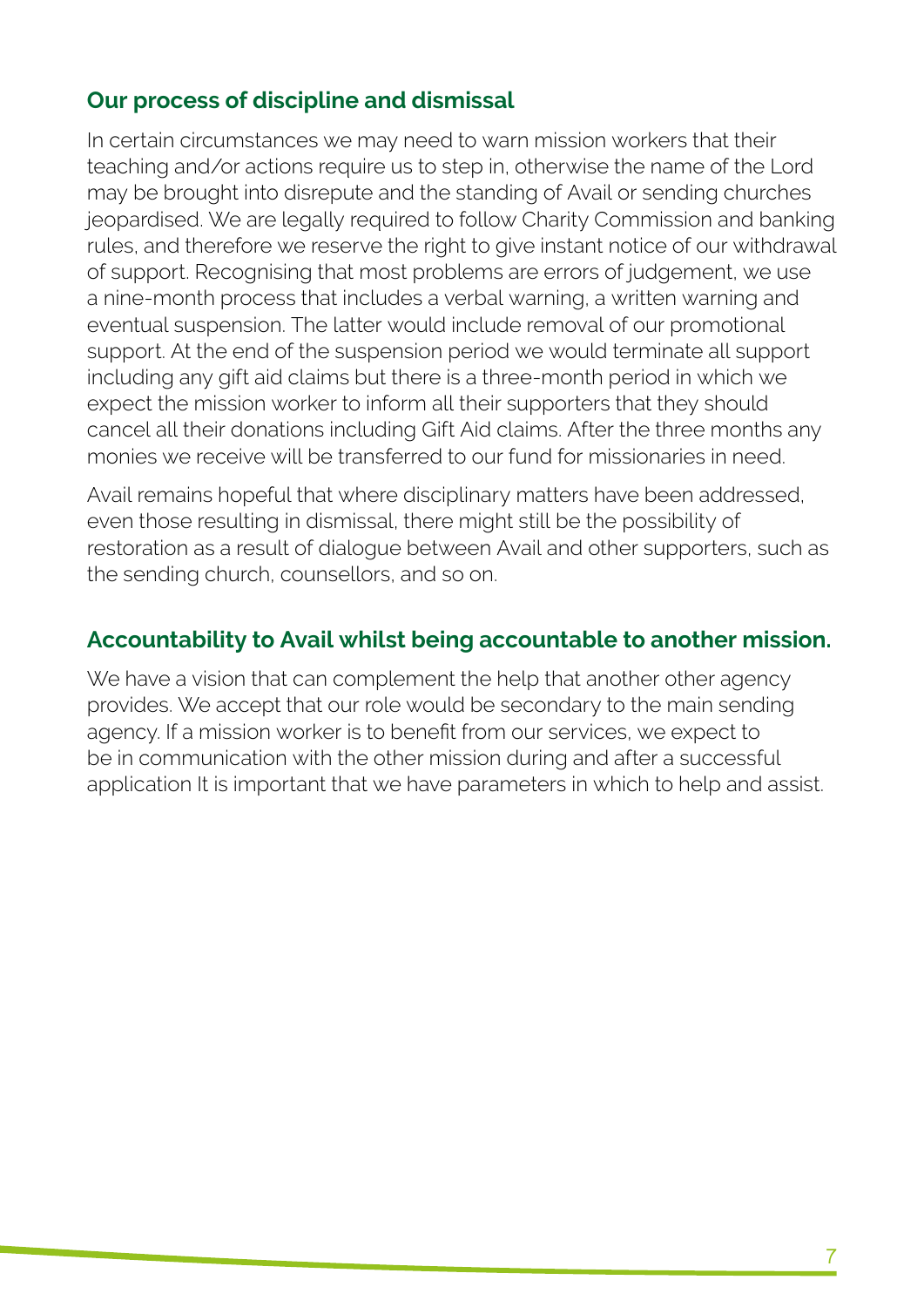## Our process of discipline and dismissal

In certain circumstances we may need to warn mission workers that their teaching and/or actions require us to step in, otherwise the name of the Lord may be brought into disrepute and the standing of Avail or sending churches jeopardised. We are legally required to follow Charity Commission and banking rules, and therefore we reserve the right to give instant notice of our withdrawal of support. Recognising that most problems are errors of judgement, we use a nine-month process that includes a verbal warning, a written warning and eventual suspension. The latter would include removal of our promotional support. At the end of the suspension period we would terminate all support including any gift aid claims but there is a three-month period in which we expect the mission worker to inform all their supporters that they should cancel all their donations including Gift Aid claims. After the three months any monies we receive will be transferred to our fund for missionaries in need.

Avail remains hopeful that where disciplinary matters have been addressed, even those resulting in dismissal, there might still be the possibility of restoration as a result of dialogue between Avail and other supporters, such as the sending church, counsellors, and so on.

## Accountability to Avail whilst being accountable to another mission.

We have a vision that can complement the help that another other agency provides. We accept that our role would be secondary to the main sending agency. If a mission worker is to benefit from our services, we expect to be in communication with the other mission during and after a successful application It is important that we have parameters in which to help and assist.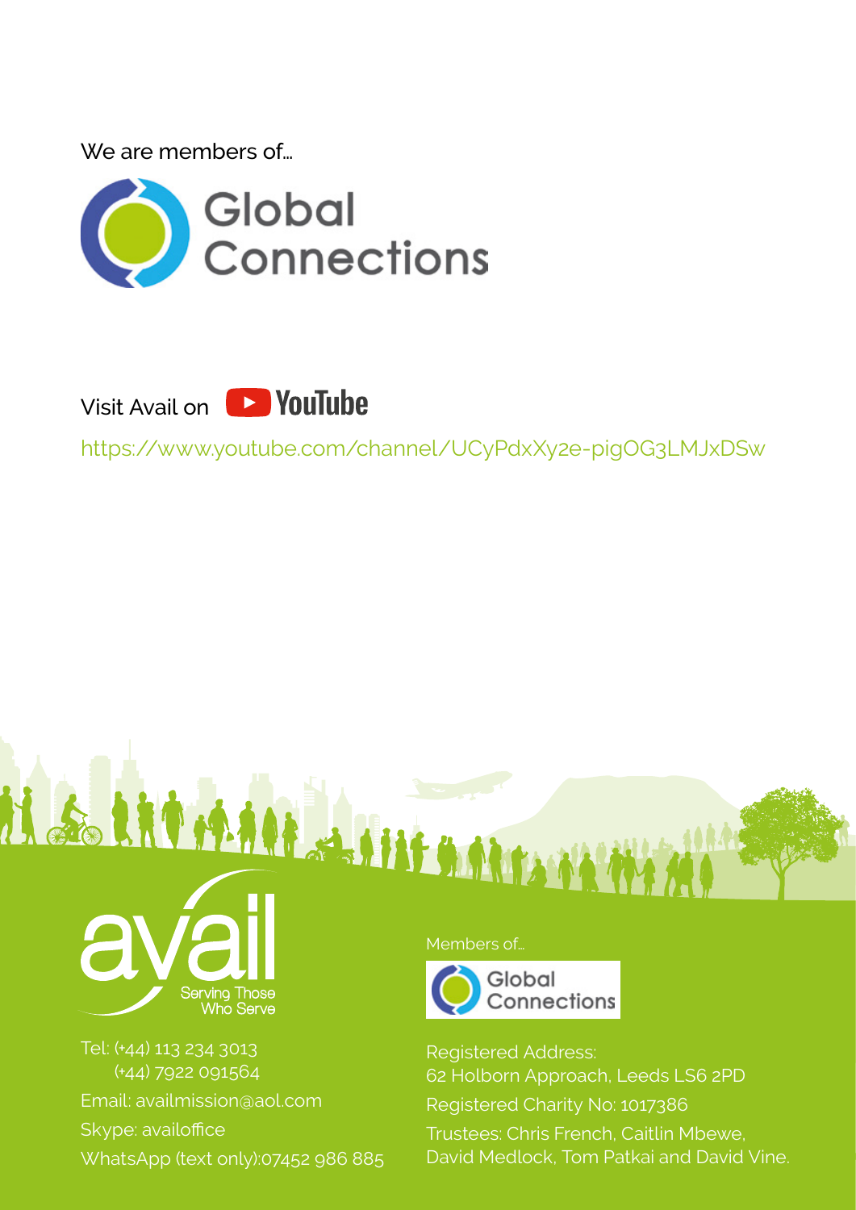We are members of...

Global Connections

Visit Avail on YouTube

https://www.youtube.com/channel/UCyPdxXy2e-pigOG3LMJxDSw

avail

Serving Those Who Serve

Tel: (+44) 113 234 3013
(+44) 7922 091564

Email: availmission@aol.com

Skype: availoffice

WhatsApp (text only):07452 986 885

Members of...

Global Connections

Registered Address:
62 Holborn Approach, Leeds LS6 2PD

Registered Charity No: 1017386

Trustees: Chris French, Caitlin Mbewe, David Medlock, Tom Patkai and David Vine.